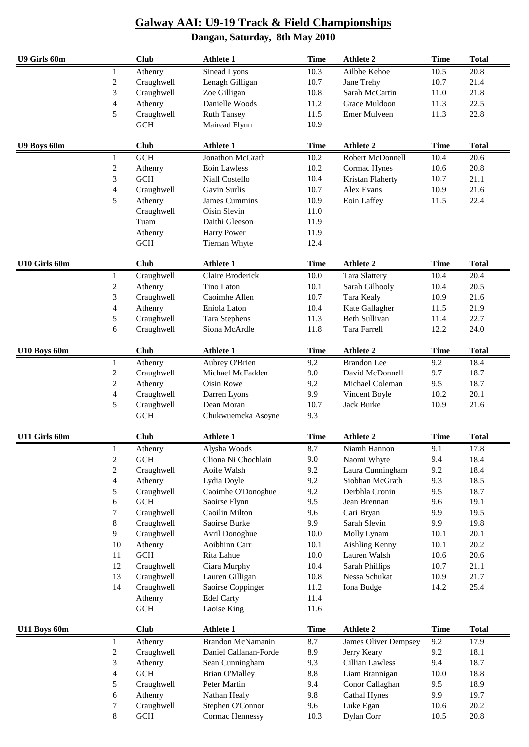# Galway AAI: U9-19 Track & Field Championships

## Dangan, Saturday, 8th May 2010

| U9 Girls 60m | | Club | Athlete 1 | Time | Athlete 2 | Time | Total |
|---|---|---|---|---|---|---|---|
| | 1 | Athenry | Sinead Lyons | 10.3 | Ailbhe Kehoe | 10.5 | 20.8 |
| | 2 | Craughwell | Lenagh Gilligan | 10.7 | Jane Trehy | 10.7 | 21.4 |
| | 3 | Craughwell | Zoe Gilligan | 10.8 | Sarah McCartin | 11.0 | 21.8 |
| | 4 | Athenry | Danielle Woods | 11.2 | Grace Muldoon | 11.3 | 22.5 |
| | 5 | Craughwell | Ruth Tansey | 11.5 | Emer Mulveen | 11.3 | 22.8 |
| | | GCH | Mairead Flynn | 10.9 | | | |

| U9 Boys 60m | | Club | Athlete 1 | Time | Athlete 2 | Time | Total |
|---|---|---|---|---|---|---|---|
| | 1 | GCH | Jonathon McGrath | 10.2 | Robert McDonnell | 10.4 | 20.6 |
| | 2 | Athenry | Eoin Lawless | 10.2 | Cormac Hynes | 10.6 | 20.8 |
| | 3 | GCH | Niall Costello | 10.4 | Kristan Flaherty | 10.7 | 21.1 |
| | 4 | Craughwell | Gavin Surlis | 10.7 | Alex Evans | 10.9 | 21.6 |
| | 5 | Athenry | James Cummins | 10.9 | Eoin Laffey | 11.5 | 22.4 |
| | | Craughwell | Oisin Slevin | 11.0 | | | |
| | | Tuam | Daithi Gleeson | 11.9 | | | |
| | | Athenry | Harry Power | 11.9 | | | |
| | | GCH | Tiernan Whyte | 12.4 | | | |

| U10 Girls 60m | | Club | Athlete 1 | Time | Athlete 2 | Time | Total |
|---|---|---|---|---|---|---|---|
| | 1 | Craughwell | Claire Broderick | 10.0 | Tara Slattery | 10.4 | 20.4 |
| | 2 | Athenry | Tino Laton | 10.1 | Sarah Gilhooly | 10.4 | 20.5 |
| | 3 | Craughwell | Caoimhe Allen | 10.7 | Tara Kealy | 10.9 | 21.6 |
| | 4 | Athenry | Eniola Laton | 10.4 | Kate Gallagher | 11.5 | 21.9 |
| | 5 | Craughwell | Tara Stephens | 11.3 | Beth Sullivan | 11.4 | 22.7 |
| | 6 | Craughwell | Siona McArdle | 11.8 | Tara Farrell | 12.2 | 24.0 |

| U10 Boys 60m | | Club | Athlete 1 | Time | Athlete 2 | Time | Total |
|---|---|---|---|---|---|---|---|
| | 1 | Athenry | Aubrey O'Brien | 9.2 | Brandon Lee | 9.2 | 18.4 |
| | 2 | Craughwell | Michael McFadden | 9.0 | David McDonnell | 9.7 | 18.7 |
| | 2 | Athenry | Oisin Rowe | 9.2 | Michael Coleman | 9.5 | 18.7 |
| | 4 | Craughwell | Darren Lyons | 9.9 | Vincent Boyle | 10.2 | 20.1 |
| | 5 | Craughwell | Dean Moran | 10.7 | Jack Burke | 10.9 | 21.6 |
| | | GCH | Chukwuemcka Asoyne | 9.3 | | | |

| U11 Girls 60m | | Club | Athlete 1 | Time | Athlete 2 | Time | Total |
|---|---|---|---|---|---|---|---|
| | 1 | Athenry | Alysha Woods | 8.7 | Niamh Hannon | 9.1 | 17.8 |
| | 2 | GCH | Cliona Ni Chochlain | 9.0 | Naomi Whyte | 9.4 | 18.4 |
| | 2 | Craughwell | Aoife Walsh | 9.2 | Laura Cunningham | 9.2 | 18.4 |
| | 4 | Athenry | Lydia Doyle | 9.2 | Siobhan McGrath | 9.3 | 18.5 |
| | 5 | Craughwell | Caoimhe O'Donoghue | 9.2 | Derbhla Cronin | 9.5 | 18.7 |
| | 6 | GCH | Saoirse Flynn | 9.5 | Jean Brennan | 9.6 | 19.1 |
| | 7 | Craughwell | Caoilin Milton | 9.6 | Cari Bryan | 9.9 | 19.5 |
| | 8 | Craughwell | Saoirse Burke | 9.9 | Sarah Slevin | 9.9 | 19.8 |
| | 9 | Craughwell | Avril Donoghue | 10.0 | Molly Lynam | 10.1 | 20.1 |
| | 10 | Athenry | Aoibhinn Carr | 10.1 | Aishling Kenny | 10.1 | 20.2 |
| | 11 | GCH | Rita Lahue | 10.0 | Lauren Walsh | 10.6 | 20.6 |
| | 12 | Craughwell | Ciara Murphy | 10.4 | Sarah Phillips | 10.7 | 21.1 |
| | 13 | Craughwell | Lauren Gilligan | 10.8 | Nessa Schukat | 10.9 | 21.7 |
| | 14 | Craughwell | Saoirse Coppinger | 11.2 | Iona Budge | 14.2 | 25.4 |
| | | Athenry | Edel Carty | 11.4 | | | |
| | | GCH | Laoise King | 11.6 | | | |

| U11 Boys 60m | | Club | Athlete 1 | Time | Athlete 2 | Time | Total |
|---|---|---|---|---|---|---|---|
| | 1 | Athenry | Brandon McNamanin | 8.7 | James Oliver Dempsey | 9.2 | 17.9 |
| | 2 | Craughwell | Daniel Callanan-Forde | 8.9 | Jerry Keary | 9.2 | 18.1 |
| | 3 | Athenry | Sean Cunningham | 9.3 | Cillian Lawless | 9.4 | 18.7 |
| | 4 | GCH | Brian O'Malley | 8.8 | Liam Brannigan | 10.0 | 18.8 |
| | 5 | Craughwell | Peter Martin | 9.4 | Conor Callaghan | 9.5 | 18.9 |
| | 6 | Athenry | Nathan Healy | 9.8 | Cathal Hynes | 9.9 | 19.7 |
| | 7 | Craughwell | Stephen O'Connor | 9.6 | Luke Egan | 10.6 | 20.2 |
| | 8 | GCH | Cormac Hennessy | 10.3 | Dylan Corr | 10.5 | 20.8 |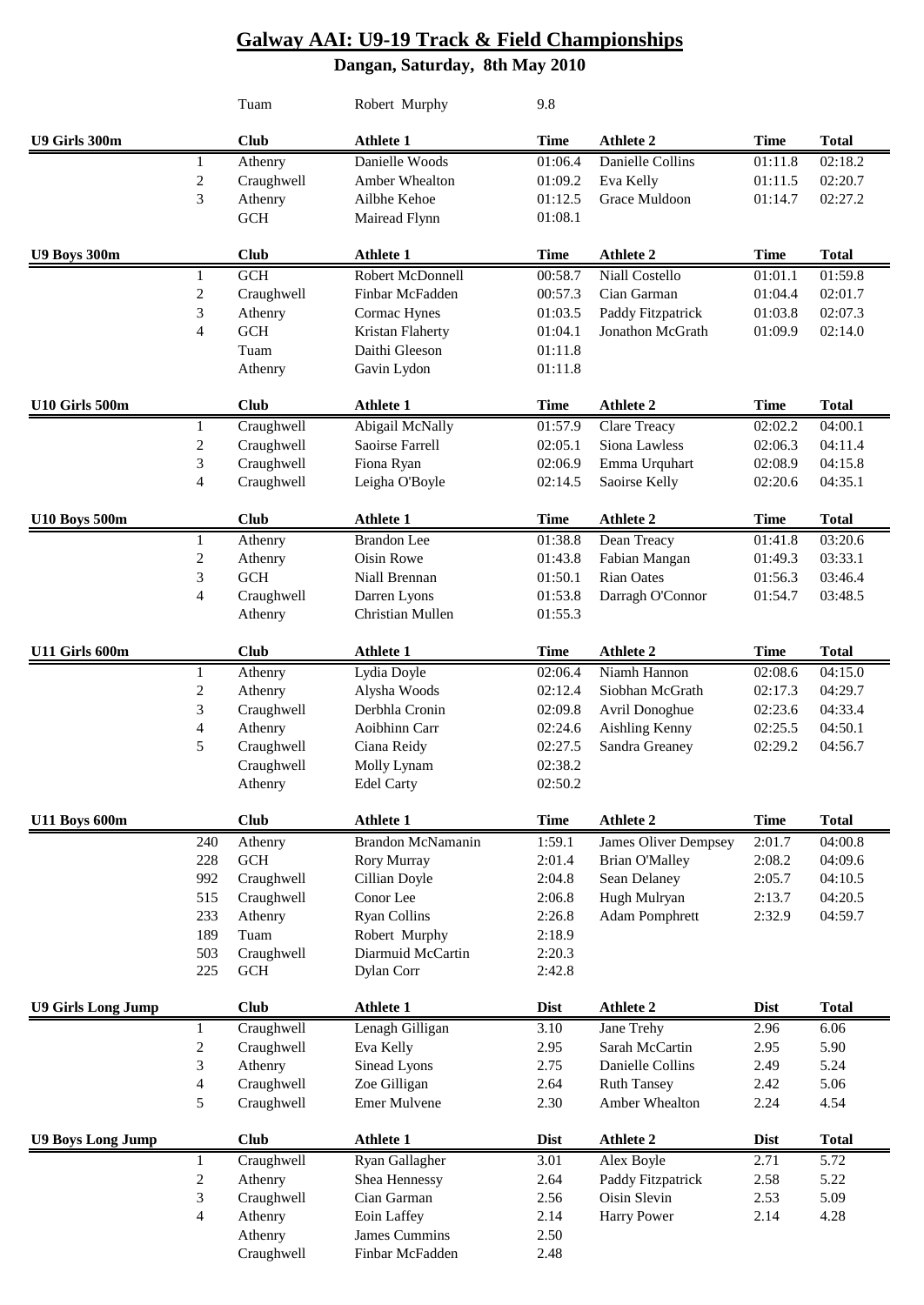# Galway AAI: U9-19 Track & Field Championships

## Dangan, Saturday, 8th May 2010

| | Club | Athlete 1 | Time | | | |
|---|---|---|---|---|---|---|
| | Tuam | Robert Murphy | 9.8 | | | |

| U9 Girls 300m | Club | Athlete 1 | Time | Athlete 2 | Time | Total |
|---|---|---|---|---|---|---|
| 1 | Athenry | Danielle Woods | 01:06.4 | Danielle Collins | 01:11.8 | 02:18.2 |
| 2 | Craughwell | Amber Whealton | 01:09.2 | Eva Kelly | 01:11.5 | 02:20.7 |
| 3 | Athenry | Ailbhe Kehoe | 01:12.5 | Grace Muldoon | 01:14.7 | 02:27.2 |
| | GCH | Mairead Flynn | 01:08.1 | | | |

| U9 Boys 300m | Club | Athlete 1 | Time | Athlete 2 | Time | Total |
|---|---|---|---|---|---|---|
| 1 | GCH | Robert McDonnell | 00:58.7 | Niall Costello | 01:01.1 | 01:59.8 |
| 2 | Craughwell | Finbar McFadden | 00:57.3 | Cian Garman | 01:04.4 | 02:01.7 |
| 3 | Athenry | Cormac Hynes | 01:03.5 | Paddy Fitzpatrick | 01:03.8 | 02:07.3 |
| 4 | GCH | Kristan Flaherty | 01:04.1 | Jonathon McGrath | 01:09.9 | 02:14.0 |
| | Tuam | Daithi Gleeson | 01:11.8 | | | |
| | Athenry | Gavin Lydon | 01:11.8 | | | |

| U10 Girls 500m | Club | Athlete 1 | Time | Athlete 2 | Time | Total |
|---|---|---|---|---|---|---|
| 1 | Craughwell | Abigail McNally | 01:57.9 | Clare Treacy | 02:02.2 | 04:00.1 |
| 2 | Craughwell | Saoirse Farrell | 02:05.1 | Siona Lawless | 02:06.3 | 04:11.4 |
| 3 | Craughwell | Fiona Ryan | 02:06.9 | Emma Urquhart | 02:08.9 | 04:15.8 |
| 4 | Craughwell | Leigha O'Boyle | 02:14.5 | Saoirse Kelly | 02:20.6 | 04:35.1 |

| U10 Boys 500m | Club | Athlete 1 | Time | Athlete 2 | Time | Total |
|---|---|---|---|---|---|---|
| 1 | Athenry | Brandon Lee | 01:38.8 | Dean Treacy | 01:41.8 | 03:20.6 |
| 2 | Athenry | Oisin Rowe | 01:43.8 | Fabian Mangan | 01:49.3 | 03:33.1 |
| 3 | GCH | Niall Brennan | 01:50.1 | Rian Oates | 01:56.3 | 03:46.4 |
| 4 | Craughwell | Darren Lyons | 01:53.8 | Darragh O'Connor | 01:54.7 | 03:48.5 |
| | Athenry | Christian Mullen | 01:55.3 | | | |

| U11 Girls 600m | Club | Athlete 1 | Time | Athlete 2 | Time | Total |
|---|---|---|---|---|---|---|
| 1 | Athenry | Lydia Doyle | 02:06.4 | Niamh Hannon | 02:08.6 | 04:15.0 |
| 2 | Athenry | Alysha Woods | 02:12.4 | Siobhan McGrath | 02:17.3 | 04:29.7 |
| 3 | Craughwell | Derbhla Cronin | 02:09.8 | Avril Donoghue | 02:23.6 | 04:33.4 |
| 4 | Athenry | Aoibhinn Carr | 02:24.6 | Aishling Kenny | 02:25.5 | 04:50.1 |
| 5 | Craughwell | Ciana Reidy | 02:27.5 | Sandra Greaney | 02:29.2 | 04:56.7 |
| | Craughwell | Molly Lynam | 02:38.2 | | | |
| | Athenry | Edel Carty | 02:50.2 | | | |

| U11 Boys 600m | Club | Athlete 1 | Time | Athlete 2 | Time | Total |
|---|---|---|---|---|---|---|
| 240 | Athenry | Brandon McNamanin | 1:59.1 | James Oliver Dempsey | 2:01.7 | 04:00.8 |
| 228 | GCH | Rory Murray | 2:01.4 | Brian O'Malley | 2:08.2 | 04:09.6 |
| 992 | Craughwell | Cillian Doyle | 2:04.8 | Sean Delaney | 2:05.7 | 04:10.5 |
| 515 | Craughwell | Conor Lee | 2:06.8 | Hugh Mulryan | 2:13.7 | 04:20.5 |
| 233 | Athenry | Ryan Collins | 2:26.8 | Adam Pomphrett | 2:32.9 | 04:59.7 |
| 189 | Tuam | Robert Murphy | 2:18.9 | | | |
| 503 | Craughwell | Diarmuid McCartin | 2:20.3 | | | |
| 225 | GCH | Dylan Corr | 2:42.8 | | | |

| U9 Girls Long Jump | Club | Athlete 1 | Dist | Athlete 2 | Dist | Total |
|---|---|---|---|---|---|---|
| 1 | Craughwell | Lenagh Gilligan | 3.10 | Jane Trehy | 2.96 | 6.06 |
| 2 | Craughwell | Eva Kelly | 2.95 | Sarah McCartin | 2.95 | 5.90 |
| 3 | Athenry | Sinead Lyons | 2.75 | Danielle Collins | 2.49 | 5.24 |
| 4 | Craughwell | Zoe Gilligan | 2.64 | Ruth Tansey | 2.42 | 5.06 |
| 5 | Craughwell | Emer Mulvene | 2.30 | Amber Whealton | 2.24 | 4.54 |

| U9 Boys Long Jump | Club | Athlete 1 | Dist | Athlete 2 | Dist | Total |
|---|---|---|---|---|---|---|
| 1 | Craughwell | Ryan Gallagher | 3.01 | Alex Boyle | 2.71 | 5.72 |
| 2 | Athenry | Shea Hennessy | 2.64 | Paddy Fitzpatrick | 2.58 | 5.22 |
| 3 | Craughwell | Cian Garman | 2.56 | Oisin Slevin | 2.53 | 5.09 |
| 4 | Athenry | Eoin Laffey | 2.14 | Harry Power | 2.14 | 4.28 |
| | Athenry | James Cummins | 2.50 | | | |
| | Craughwell | Finbar McFadden | 2.48 | | | |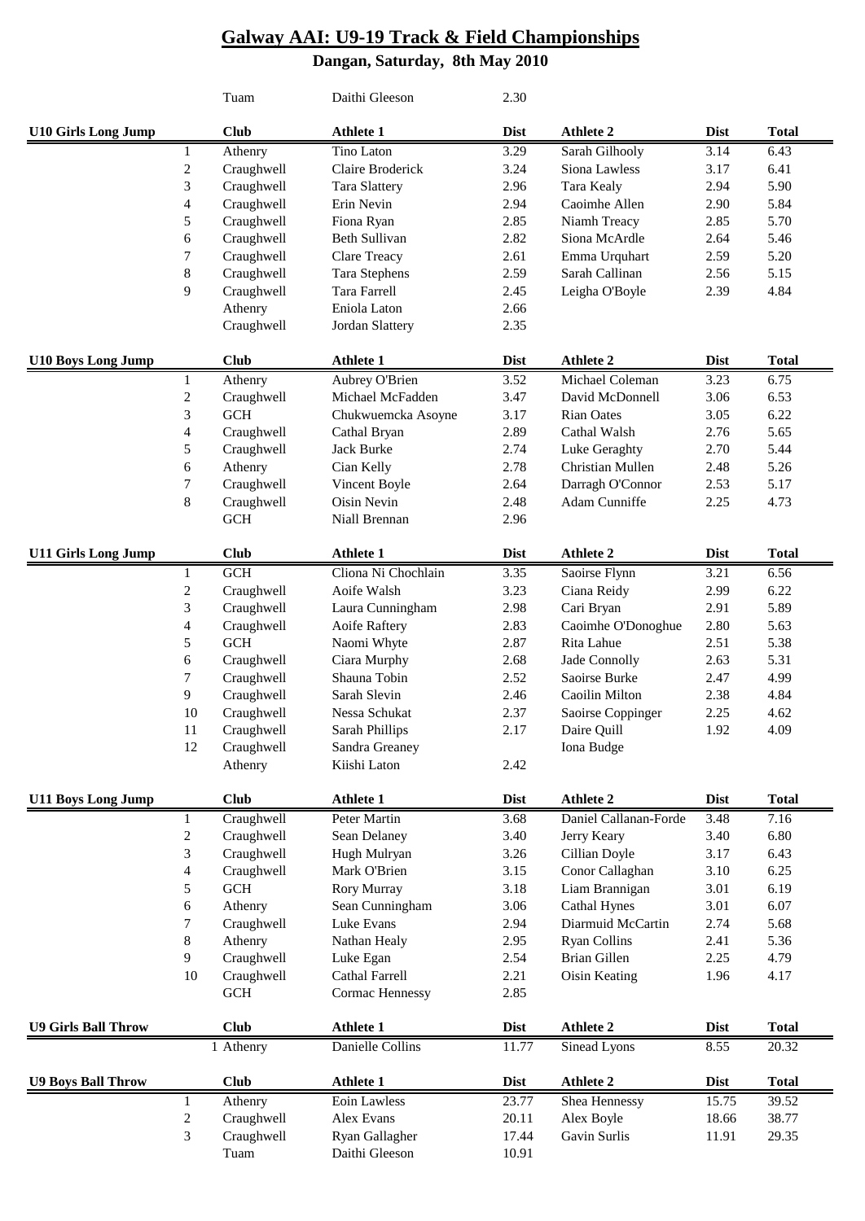# Galway AAI: U9-19 Track & Field Championships

## Dangan, Saturday, 8th May 2010

| | Club | Athlete 1 | Dist | | | |
|---|---|---|---|---|---|---|
| | Tuam | Daithi Gleeson | 2.30 | | | |

| U10 Girls Long Jump | Club | Athlete 1 | Dist | Athlete 2 | Dist | Total |
|---|---|---|---|---|---|---|
| 1 | Athenry | Tino Laton | 3.29 | Sarah Gilhooly | 3.14 | 6.43 |
| 2 | Craughwell | Claire Broderick | 3.24 | Siona Lawless | 3.17 | 6.41 |
| 3 | Craughwell | Tara Slattery | 2.96 | Tara Kealy | 2.94 | 5.90 |
| 4 | Craughwell | Erin Nevin | 2.94 | Caoimhe Allen | 2.90 | 5.84 |
| 5 | Craughwell | Fiona Ryan | 2.85 | Niamh Treacy | 2.85 | 5.70 |
| 6 | Craughwell | Beth Sullivan | 2.82 | Siona McArdle | 2.64 | 5.46 |
| 7 | Craughwell | Clare Treacy | 2.61 | Emma Urquhart | 2.59 | 5.20 |
| 8 | Craughwell | Tara Stephens | 2.59 | Sarah Callinan | 2.56 | 5.15 |
| 9 | Craughwell | Tara Farrell | 2.45 | Leigha O'Boyle | 2.39 | 4.84 |
| | Athenry | Eniola Laton | 2.66 | | | |
| | Craughwell | Jordan Slattery | 2.35 | | | |

| U10 Boys Long Jump | Club | Athlete 1 | Dist | Athlete 2 | Dist | Total |
|---|---|---|---|---|---|---|
| 1 | Athenry | Aubrey O'Brien | 3.52 | Michael Coleman | 3.23 | 6.75 |
| 2 | Craughwell | Michael McFadden | 3.47 | David McDonnell | 3.06 | 6.53 |
| 3 | GCH | Chukwuemcka Asoyne | 3.17 | Rian Oates | 3.05 | 6.22 |
| 4 | Craughwell | Cathal Bryan | 2.89 | Cathal Walsh | 2.76 | 5.65 |
| 5 | Craughwell | Jack Burke | 2.74 | Luke Geraghty | 2.70 | 5.44 |
| 6 | Athenry | Cian Kelly | 2.78 | Christian Mullen | 2.48 | 5.26 |
| 7 | Craughwell | Vincent Boyle | 2.64 | Darragh O'Connor | 2.53 | 5.17 |
| 8 | Craughwell | Oisin Nevin | 2.48 | Adam Cunniffe | 2.25 | 4.73 |
| | GCH | Niall Brennan | 2.96 | | | |

| U11 Girls Long Jump | Club | Athlete 1 | Dist | Athlete 2 | Dist | Total |
|---|---|---|---|---|---|---|
| 1 | GCH | Cliona Ni Chochlain | 3.35 | Saoirse Flynn | 3.21 | 6.56 |
| 2 | Craughwell | Aoife Walsh | 3.23 | Ciana Reidy | 2.99 | 6.22 |
| 3 | Craughwell | Laura Cunningham | 2.98 | Cari Bryan | 2.91 | 5.89 |
| 4 | Craughwell | Aoife Raftery | 2.83 | Caoimhe O'Donoghue | 2.80 | 5.63 |
| 5 | GCH | Naomi Whyte | 2.87 | Rita Lahue | 2.51 | 5.38 |
| 6 | Craughwell | Ciara Murphy | 2.68 | Jade Connolly | 2.63 | 5.31 |
| 7 | Craughwell | Shauna Tobin | 2.52 | Saoirse Burke | 2.47 | 4.99 |
| 9 | Craughwell | Sarah Slevin | 2.46 | Caoilin Milton | 2.38 | 4.84 |
| 10 | Craughwell | Nessa Schukat | 2.37 | Saoirse Coppinger | 2.25 | 4.62 |
| 11 | Craughwell | Sarah Phillips | 2.17 | Daire Quill | 1.92 | 4.09 |
| 12 | Craughwell | Sandra Greaney | | Iona Budge | | |
| | Athenry | Kiishi Laton | 2.42 | | | |

| U11 Boys Long Jump | Club | Athlete 1 | Dist | Athlete 2 | Dist | Total |
|---|---|---|---|---|---|---|
| 1 | Craughwell | Peter Martin | 3.68 | Daniel Callanan-Forde | 3.48 | 7.16 |
| 2 | Craughwell | Sean Delaney | 3.40 | Jerry Keary | 3.40 | 6.80 |
| 3 | Craughwell | Hugh Mulryan | 3.26 | Cillian Doyle | 3.17 | 6.43 |
| 4 | Craughwell | Mark O'Brien | 3.15 | Conor Callaghan | 3.10 | 6.25 |
| 5 | GCH | Rory Murray | 3.18 | Liam Brannigan | 3.01 | 6.19 |
| 6 | Athenry | Sean Cunningham | 3.06 | Cathal Hynes | 3.01 | 6.07 |
| 7 | Craughwell | Luke Evans | 2.94 | Diarmuid McCartin | 2.74 | 5.68 |
| 8 | Athenry | Nathan Healy | 2.95 | Ryan Collins | 2.41 | 5.36 |
| 9 | Craughwell | Luke Egan | 2.54 | Brian Gillen | 2.25 | 4.79 |
| 10 | Craughwell | Cathal Farrell | 2.21 | Oisin Keating | 1.96 | 4.17 |
| | GCH | Cormac Hennessy | 2.85 | | | |

| U9 Girls Ball Throw | Club | Athlete 1 | Dist | Athlete 2 | Dist | Total |
|---|---|---|---|---|---|---|
| 1 | Athenry | Danielle Collins | 11.77 | Sinead Lyons | 8.55 | 20.32 |

| U9 Boys Ball Throw | Club | Athlete 1 | Dist | Athlete 2 | Dist | Total |
|---|---|---|---|---|---|---|
| 1 | Athenry | Eoin Lawless | 23.77 | Shea Hennessy | 15.75 | 39.52 |
| 2 | Craughwell | Alex Evans | 20.11 | Alex Boyle | 18.66 | 38.77 |
| 3 | Craughwell | Ryan Gallagher | 17.44 | Gavin Surlis | 11.91 | 29.35 |
| | Tuam | Daithi Gleeson | 10.91 | | | |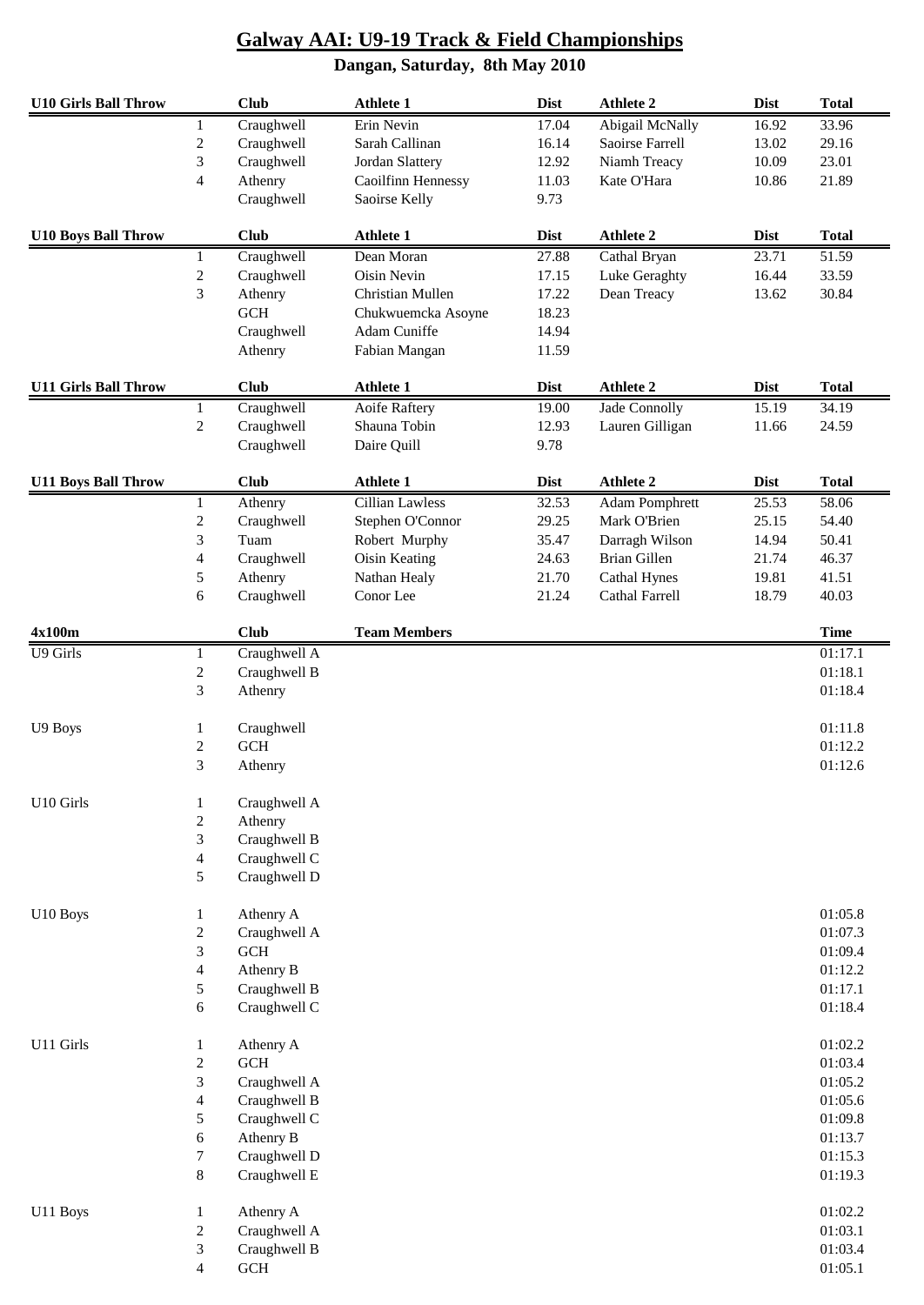# Galway AAI: U9-19 Track & Field Championships

## Dangan, Saturday, 8th May 2010

| U10 Girls Ball Throw | | Club | Athlete 1 | Dist | Athlete 2 | Dist | Total |
|---|---|---|---|---|---|---|---|
| | 1 | Craughwell | Erin Nevin | 17.04 | Abigail McNally | 16.92 | 33.96 |
| | 2 | Craughwell | Sarah Callinan | 16.14 | Saoirse Farrell | 13.02 | 29.16 |
| | 3 | Craughwell | Jordan Slattery | 12.92 | Niamh Treacy | 10.09 | 23.01 |
| | 4 | Athenry | Caoilfinn Hennessy | 11.03 | Kate O'Hara | 10.86 | 21.89 |
| | | Craughwell | Saoirse Kelly | 9.73 | | | |

| U10 Boys Ball Throw | | Club | Athlete 1 | Dist | Athlete 2 | Dist | Total |
|---|---|---|---|---|---|---|---|
| | 1 | Craughwell | Dean Moran | 27.88 | Cathal Bryan | 23.71 | 51.59 |
| | 2 | Craughwell | Oisin Nevin | 17.15 | Luke Geraghty | 16.44 | 33.59 |
| | 3 | Athenry | Christian Mullen | 17.22 | Dean Treacy | 13.62 | 30.84 |
| | | GCH | Chukwuemcka Asoyne | 18.23 | | | |
| | | Craughwell | Adam Cuniffe | 14.94 | | | |
| | | Athenry | Fabian Mangan | 11.59 | | | |

| U11 Girls Ball Throw | | Club | Athlete 1 | Dist | Athlete 2 | Dist | Total |
|---|---|---|---|---|---|---|---|
| | 1 | Craughwell | Aoife Raftery | 19.00 | Jade Connolly | 15.19 | 34.19 |
| | 2 | Craughwell | Shauna Tobin | 12.93 | Lauren Gilligan | 11.66 | 24.59 |
| | | Craughwell | Daire Quill | 9.78 | | | |

| U11 Boys Ball Throw | | Club | Athlete 1 | Dist | Athlete 2 | Dist | Total |
|---|---|---|---|---|---|---|---|
| | 1 | Athenry | Cillian Lawless | 32.53 | Adam Pomphrett | 25.53 | 58.06 |
| | 2 | Craughwell | Stephen O'Connor | 29.25 | Mark O'Brien | 25.15 | 54.40 |
| | 3 | Tuam | Robert Murphy | 35.47 | Darragh Wilson | 14.94 | 50.41 |
| | 4 | Craughwell | Oisin Keating | 24.63 | Brian Gillen | 21.74 | 46.37 |
| | 5 | Athenry | Nathan Healy | 21.70 | Cathal Hynes | 19.81 | 41.51 |
| | 6 | Craughwell | Conor Lee | 21.24 | Cathal Farrell | 18.79 | 40.03 |

| 4x100m | | Club | Team Members | Time |
|---|---|---|---|---|
| U9 Girls | 1 | Craughwell A | | 01:17.1 |
| | 2 | Craughwell B | | 01:18.1 |
| | 3 | Athenry | | 01:18.4 |
| U9 Boys | 1 | Craughwell | | 01:11.8 |
| | 2 | GCH | | 01:12.2 |
| | 3 | Athenry | | 01:12.6 |
| U10 Girls | 1 | Craughwell A | | |
| | 2 | Athenry | | |
| | 3 | Craughwell B | | |
| | 4 | Craughwell C | | |
| | 5 | Craughwell D | | |
| U10 Boys | 1 | Athenry A | | 01:05.8 |
| | 2 | Craughwell A | | 01:07.3 |
| | 3 | GCH | | 01:09.4 |
| | 4 | Athenry B | | 01:12.2 |
| | 5 | Craughwell B | | 01:17.1 |
| | 6 | Craughwell C | | 01:18.4 |
| U11 Girls | 1 | Athenry A | | 01:02.2 |
| | 2 | GCH | | 01:03.4 |
| | 3 | Craughwell A | | 01:05.2 |
| | 4 | Craughwell B | | 01:05.6 |
| | 5 | Craughwell C | | 01:09.8 |
| | 6 | Athenry B | | 01:13.7 |
| | 7 | Craughwell D | | 01:15.3 |
| | 8 | Craughwell E | | 01:19.3 |
| U11 Boys | 1 | Athenry A | | 01:02.2 |
| | 2 | Craughwell A | | 01:03.1 |
| | 3 | Craughwell B | | 01:03.4 |
| | 4 | GCH | | 01:05.1 |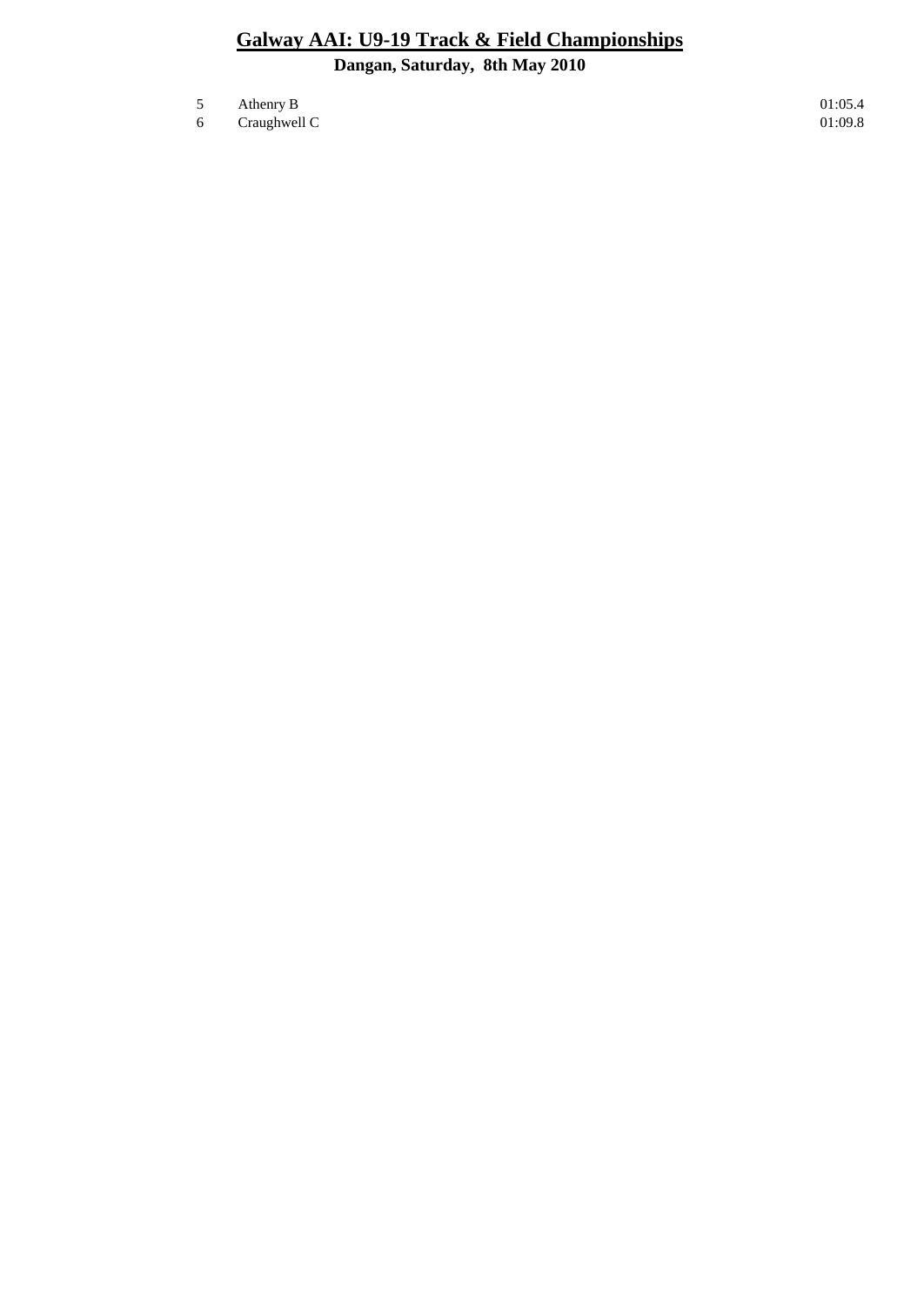## Galway AAI: U9-19 Track & Field Championships

**Dangan, Saturday, 8th May 2010**

| | | |
|---|---|---|
| 5 | Athenry B | 01:05.4 |
| 6 | Craughwell C | 01:09.8 |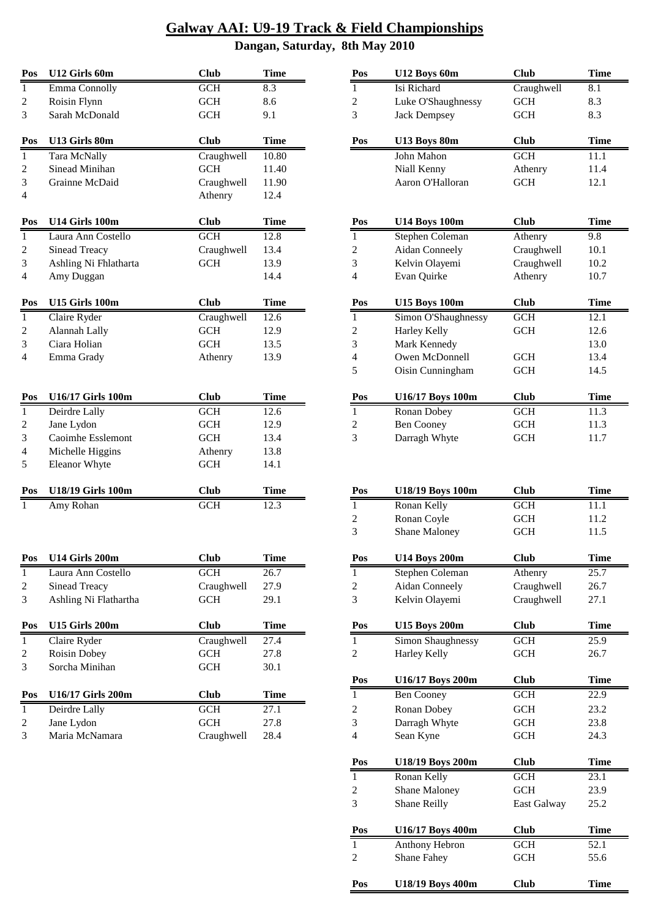# Galway AAI: U9-19 Track & Field Championships

## Dangan, Saturday, 8th May 2010

| Pos | U12 Girls 60m | Club | Time |
|---|---|---|---|
| 1 | Emma Connolly | GCH | 8.3 |
| 2 | Roisin Flynn | GCH | 8.6 |
| 3 | Sarah McDonald | GCH | 9.1 |

| Pos | U13 Girls 80m | Club | Time |
|---|---|---|---|
| 1 | Tara McNally | Craughwell | 10.80 |
| 2 | Sinead Minihan | GCH | 11.40 |
| 3 | Grainne McDaid | Craughwell | 11.90 |
| 4 | | Athenry | 12.4 |

| Pos | U14 Girls 100m | Club | Time |
|---|---|---|---|
| 1 | Laura Ann Costello | GCH | 12.8 |
| 2 | Sinead Treacy | Craughwell | 13.4 |
| 3 | Ashling Ni Fhlatharta | GCH | 13.9 |
| 4 | Amy Duggan | | 14.4 |

| Pos | U15 Girls 100m | Club | Time |
|---|---|---|---|
| 1 | Claire Ryder | Craughwell | 12.6 |
| 2 | Alannah Lally | GCH | 12.9 |
| 3 | Ciara Holian | GCH | 13.5 |
| 4 | Emma Grady | Athenry | 13.9 |

| Pos | U16/17 Girls 100m | Club | Time |
|---|---|---|---|
| 1 | Deirdre Lally | GCH | 12.6 |
| 2 | Jane Lydon | GCH | 12.9 |
| 3 | Caoimhe Esslemont | GCH | 13.4 |
| 4 | Michelle Higgins | Athenry | 13.8 |
| 5 | Eleanor Whyte | GCH | 14.1 |

| Pos | U18/19 Girls 100m | Club | Time |
|---|---|---|---|
| 1 | Amy Rohan | GCH | 12.3 |

| Pos | U14 Girls 200m | Club | Time |
|---|---|---|---|
| 1 | Laura Ann Costello | GCH | 26.7 |
| 2 | Sinead Treacy | Craughwell | 27.9 |
| 3 | Ashling Ni Flathartha | GCH | 29.1 |

| Pos | U15 Girls 200m | Club | Time |
|---|---|---|---|
| 1 | Claire Ryder | Craughwell | 27.4 |
| 2 | Roisin Dobey | GCH | 27.8 |
| 3 | Sorcha Minihan | GCH | 30.1 |

| Pos | U16/17 Girls 200m | Club | Time |
|---|---|---|---|
| 1 | Deirdre Lally | GCH | 27.1 |
| 2 | Jane Lydon | GCH | 27.8 |
| 3 | Maria McNamara | Craughwell | 28.4 |

| Pos | U12 Boys 60m | Club | Time |
|---|---|---|---|
| 1 | Isi Richard | Craughwell | 8.1 |
| 2 | Luke O'Shaughnessy | GCH | 8.3 |
| 3 | Jack Dempsey | GCH | 8.3 |

| Pos | U13 Boys 80m | Club | Time |
|---|---|---|---|
| | John Mahon | GCH | 11.1 |
| | Niall Kenny | Athenry | 11.4 |
| | Aaron O'Halloran | GCH | 12.1 |

| Pos | U14 Boys 100m | Club | Time |
|---|---|---|---|
| 1 | Stephen Coleman | Athenry | 9.8 |
| 2 | Aidan Conneely | Craughwell | 10.1 |
| 3 | Kelvin Olayemi | Craughwell | 10.2 |
| 4 | Evan Quirke | Athenry | 10.7 |

| Pos | U15 Boys 100m | Club | Time |
|---|---|---|---|
| 1 | Simon O'Shaughnessy | GCH | 12.1 |
| 2 | Harley Kelly | GCH | 12.6 |
| 3 | Mark Kennedy | | 13.0 |
| 4 | Owen McDonnell | GCH | 13.4 |
| 5 | Oisin Cunningham | GCH | 14.5 |

| Pos | U16/17 Boys 100m | Club | Time |
|---|---|---|---|
| 1 | Ronan Dobey | GCH | 11.3 |
| 2 | Ben Cooney | GCH | 11.3 |
| 3 | Darragh Whyte | GCH | 11.7 |

| Pos | U18/19 Boys 100m | Club | Time |
|---|---|---|---|
| 1 | Ronan Kelly | GCH | 11.1 |
| 2 | Ronan Coyle | GCH | 11.2 |
| 3 | Shane Maloney | GCH | 11.5 |

| Pos | U14 Boys 200m | Club | Time |
|---|---|---|---|
| 1 | Stephen Coleman | Athenry | 25.7 |
| 2 | Aidan Conneely | Craughwell | 26.7 |
| 3 | Kelvin Olayemi | Craughwell | 27.1 |

| Pos | U15 Boys 200m | Club | Time |
|---|---|---|---|
| 1 | Simon Shaughnessy | GCH | 25.9 |
| 2 | Harley Kelly | GCH | 26.7 |

| Pos | U16/17 Boys 200m | Club | Time |
|---|---|---|---|
| 1 | Ben Cooney | GCH | 22.9 |
| 2 | Ronan Dobey | GCH | 23.2 |
| 3 | Darragh Whyte | GCH | 23.8 |
| 4 | Sean Kyne | GCH | 24.3 |

| Pos | U18/19 Boys 200m | Club | Time |
|---|---|---|---|
| 1 | Ronan Kelly | GCH | 23.1 |
| 2 | Shane Maloney | GCH | 23.9 |
| 3 | Shane Reilly | East Galway | 25.2 |

| Pos | U16/17 Boys 400m | Club | Time |
|---|---|---|---|
| 1 | Anthony Hebron | GCH | 52.1 |
| 2 | Shane Fahey | GCH | 55.6 |

| Pos | U18/19 Boys 400m | Club | Time |
|---|---|---|---|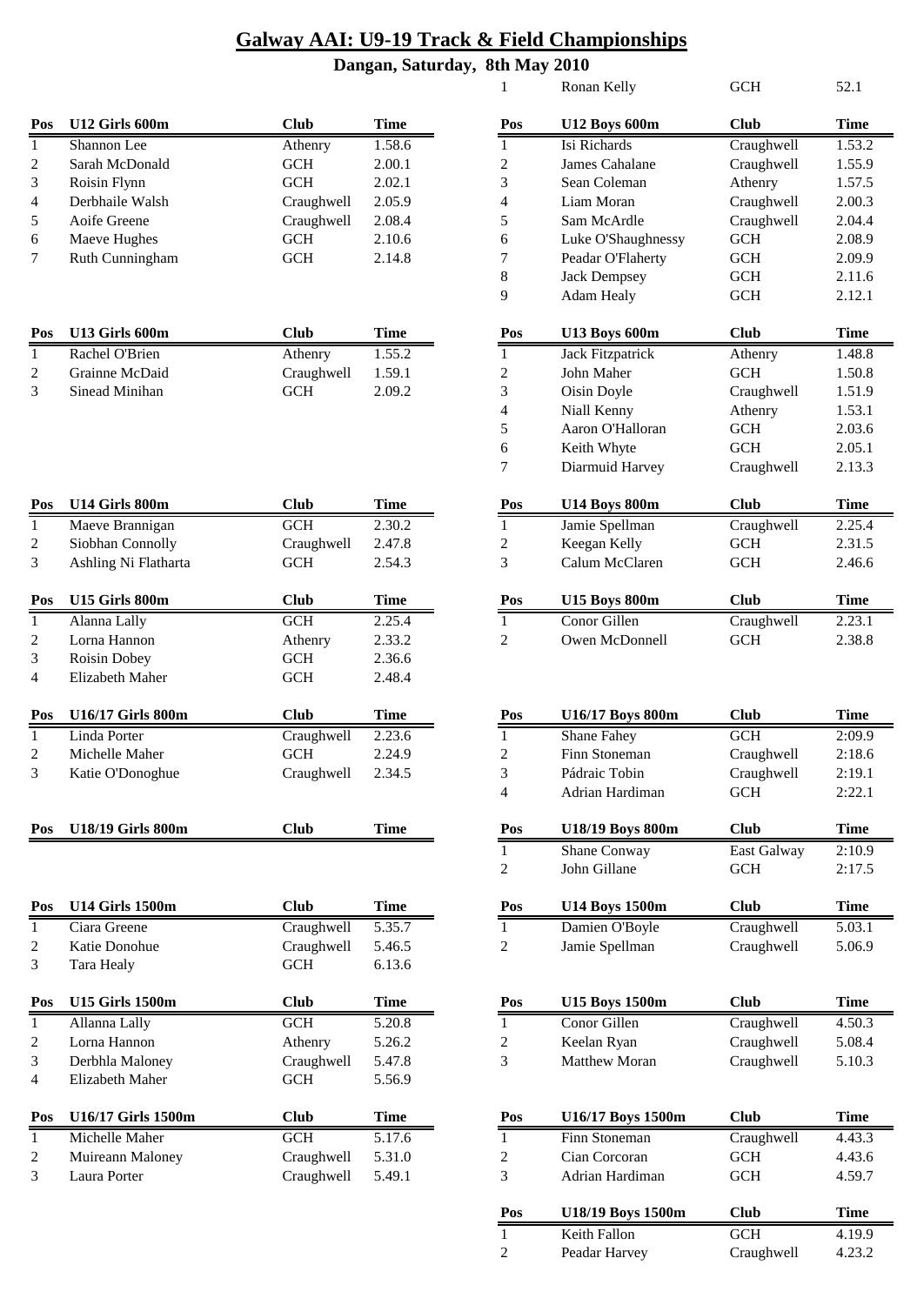# Galway AAI: U9-19 Track & Field Championships

## Dangan, Saturday, 8th May 2010

| 1 | Ronan Kelly | GCH | 52.1 |
|---|---|---|---|

| Pos | U12 Girls 600m | Club | Time |
|---|---|---|---|
| 1 | Shannon Lee | Athenry | 1.58.6 |
| 2 | Sarah McDonald | GCH | 2.00.1 |
| 3 | Roisin Flynn | GCH | 2.02.1 |
| 4 | Derbhaile Walsh | Craughwell | 2.05.9 |
| 5 | Aoife Greene | Craughwell | 2.08.4 |
| 6 | Maeve Hughes | GCH | 2.10.6 |
| 7 | Ruth Cunningham | GCH | 2.14.8 |

| Pos | U12 Boys 600m | Club | Time |
|---|---|---|---|
| 1 | Isi Richards | Craughwell | 1.53.2 |
| 2 | James Cahalane | Craughwell | 1.55.9 |
| 3 | Sean Coleman | Athenry | 1.57.5 |
| 4 | Liam Moran | Craughwell | 2.00.3 |
| 5 | Sam McArdle | Craughwell | 2.04.4 |
| 6 | Luke O'Shaughnessy | GCH | 2.08.9 |
| 7 | Peadar O'Flaherty | GCH | 2.09.9 |
| 8 | Jack Dempsey | GCH | 2.11.6 |
| 9 | Adam Healy | GCH | 2.12.1 |

| Pos | U13 Girls 600m | Club | Time |
|---|---|---|---|
| 1 | Rachel O'Brien | Athenry | 1.55.2 |
| 2 | Grainne McDaid | Craughwell | 1.59.1 |
| 3 | Sinead Minihan | GCH | 2.09.2 |

| Pos | U13 Boys 600m | Club | Time |
|---|---|---|---|
| 1 | Jack Fitzpatrick | Athenry | 1.48.8 |
| 2 | John Maher | GCH | 1.50.8 |
| 3 | Oisin Doyle | Craughwell | 1.51.9 |
| 4 | Niall Kenny | Athenry | 1.53.1 |
| 5 | Aaron O'Halloran | GCH | 2.03.6 |
| 6 | Keith Whyte | GCH | 2.05.1 |
| 7 | Diarmuid Harvey | Craughwell | 2.13.3 |

| Pos | U14 Girls 800m | Club | Time |
|---|---|---|---|
| 1 | Maeve Brannigan | GCH | 2.30.2 |
| 2 | Siobhan Connolly | Craughwell | 2.47.8 |
| 3 | Ashling Ni Flatharta | GCH | 2.54.3 |

| Pos | U14 Boys 800m | Club | Time |
|---|---|---|---|
| 1 | Jamie Spellman | Craughwell | 2.25.4 |
| 2 | Keegan Kelly | GCH | 2.31.5 |
| 3 | Calum McClaren | GCH | 2.46.6 |

| Pos | U15 Girls 800m | Club | Time |
|---|---|---|---|
| 1 | Alanna Lally | GCH | 2.25.4 |
| 2 | Lorna Hannon | Athenry | 2.33.2 |
| 3 | Roisin Dobey | GCH | 2.36.6 |
| 4 | Elizabeth Maher | GCH | 2.48.4 |

| Pos | U15 Boys 800m | Club | Time |
|---|---|---|---|
| 1 | Conor Gillen | Craughwell | 2.23.1 |
| 2 | Owen McDonnell | GCH | 2.38.8 |

| Pos | U16/17 Girls 800m | Club | Time |
|---|---|---|---|
| 1 | Linda Porter | Craughwell | 2.23.6 |
| 2 | Michelle Maher | GCH | 2.24.9 |
| 3 | Katie O'Donoghue | Craughwell | 2.34.5 |

| Pos | U16/17 Boys 800m | Club | Time |
|---|---|---|---|
| 1 | Shane Fahey | GCH | 2:09.9 |
| 2 | Finn Stoneman | Craughwell | 2:18.6 |
| 3 | Pádraic Tobin | Craughwell | 2:19.1 |
| 4 | Adrian Hardiman | GCH | 2:22.1 |

| Pos | U18/19 Girls 800m | Club | Time |
|---|---|---|---|

| Pos | U18/19 Boys 800m | Club | Time |
|---|---|---|---|
| 1 | Shane Conway | East Galway | 2:10.9 |
| 2 | John Gillane | GCH | 2:17.5 |

| Pos | U14 Girls 1500m | Club | Time |
|---|---|---|---|
| 1 | Ciara Greene | Craughwell | 5.35.7 |
| 2 | Katie Donohue | Craughwell | 5.46.5 |
| 3 | Tara Healy | GCH | 6.13.6 |

| Pos | U14 Boys 1500m | Club | Time |
|---|---|---|---|
| 1 | Damien O'Boyle | Craughwell | 5.03.1 |
| 2 | Jamie Spellman | Craughwell | 5.06.9 |

| Pos | U15 Girls 1500m | Club | Time |
|---|---|---|---|
| 1 | Allanna Lally | GCH | 5.20.8 |
| 2 | Lorna Hannon | Athenry | 5.26.2 |
| 3 | Derbhla Maloney | Craughwell | 5.47.8 |
| 4 | Elizabeth Maher | GCH | 5.56.9 |

| Pos | U15 Boys 1500m | Club | Time |
|---|---|---|---|
| 1 | Conor Gillen | Craughwell | 4.50.3 |
| 2 | Keelan Ryan | Craughwell | 5.08.4 |
| 3 | Matthew Moran | Craughwell | 5.10.3 |

| Pos | U16/17 Girls 1500m | Club | Time |
|---|---|---|---|
| 1 | Michelle Maher | GCH | 5.17.6 |
| 2 | Muireann Maloney | Craughwell | 5.31.0 |
| 3 | Laura Porter | Craughwell | 5.49.1 |

| Pos | U16/17 Boys 1500m | Club | Time |
|---|---|---|---|
| 1 | Finn Stoneman | Craughwell | 4.43.3 |
| 2 | Cian Corcoran | GCH | 4.43.6 |
| 3 | Adrian Hardiman | GCH | 4.59.7 |

| Pos | U18/19 Boys 1500m | Club | Time |
|---|---|---|---|
| 1 | Keith Fallon | GCH | 4.19.9 |
| 2 | Peadar Harvey | Craughwell | 4.23.2 |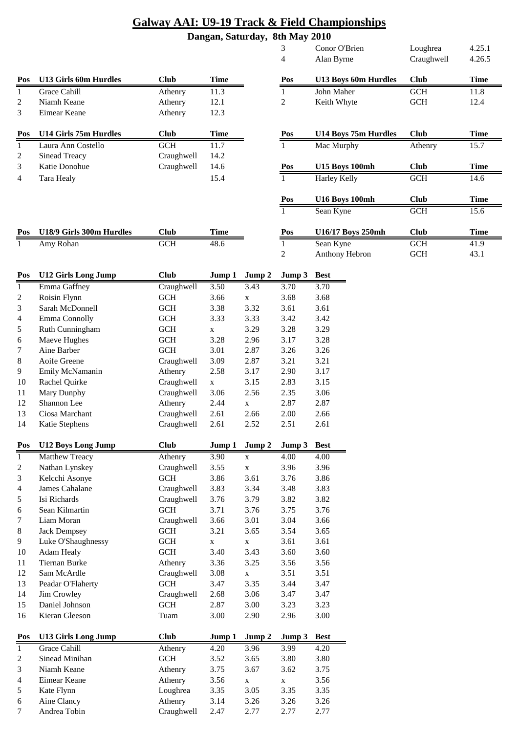# Galway AAI: U9-19 Track & Field Championships

## Dangan, Saturday, 8th May 2010

| Pos | | Club | Time |
|---|---|---|---|
| 3 | Conor O'Brien | Loughrea | 4.25.1 |
| 4 | Alan Byrne | Craughwell | 4.26.5 |

| Pos | U13 Girls 60m Hurdles | Club | Time |
|---|---|---|---|
| 1 | Grace Cahill | Athenry | 11.3 |
| 2 | Niamh Keane | Athenry | 12.1 |
| 3 | Eimear Keane | Athenry | 12.3 |

| Pos | U14 Girls 75m Hurdles | Club | Time |
|---|---|---|---|
| 1 | Laura Ann Costello | GCH | 11.7 |
| 2 | Sinead Treacy | Craughwell | 14.2 |
| 3 | Katie Donohue | Craughwell | 14.6 |
| 4 | Tara Healy | | 15.4 |

| Pos | U18/9 Girls 300m Hurdles | Club | Time |
|---|---|---|---|
| 1 | Amy Rohan | GCH | 48.6 |

| Pos | U13 Boys 60m Hurdles | Club | Time |
|---|---|---|---|
| 1 | John Maher | GCH | 11.8 |
| 2 | Keith Whyte | GCH | 12.4 |

| Pos | U14 Boys 75m Hurdles | Club | Time |
|---|---|---|---|
| 1 | Mac Murphy | Athenry | 15.7 |

| Pos | U15 Boys 100mh | Club | Time |
|---|---|---|---|
| 1 | Harley Kelly | GCH | 14.6 |

| Pos | U16 Boys 100mh | Club | Time |
|---|---|---|---|
| 1 | Sean Kyne | GCH | 15.6 |

| Pos | U16/17 Boys 250mh | Club | Time |
|---|---|---|---|
| 1 | Sean Kyne | GCH | 41.9 |
| 2 | Anthony Hebron | GCH | 43.1 |

| Pos | U12 Girls Long Jump | Club | Jump 1 | Jump 2 | Jump 3 | Best |
|---|---|---|---|---|---|---|
| 1 | Emma Gaffney | Craughwell | 3.50 | 3.43 | 3.70 | 3.70 |
| 2 | Roisin Flynn | GCH | 3.66 | x | 3.68 | 3.68 |
| 3 | Sarah McDonnell | GCH | 3.38 | 3.32 | 3.61 | 3.61 |
| 4 | Emma Connolly | GCH | 3.33 | 3.33 | 3.42 | 3.42 |
| 5 | Ruth Cunningham | GCH | x | 3.29 | 3.28 | 3.29 |
| 6 | Maeve Hughes | GCH | 3.28 | 2.96 | 3.17 | 3.28 |
| 7 | Aine Barber | GCH | 3.01 | 2.87 | 3.26 | 3.26 |
| 8 | Aoife Greene | Craughwell | 3.09 | 2.87 | 3.21 | 3.21 |
| 9 | Emily McNamanin | Athenry | 2.58 | 3.17 | 2.90 | 3.17 |
| 10 | Rachel Quirke | Craughwell | x | 3.15 | 2.83 | 3.15 |
| 11 | Mary Dunphy | Craughwell | 3.06 | 2.56 | 2.35 | 3.06 |
| 12 | Shannon Lee | Athenry | 2.44 | x | 2.87 | 2.87 |
| 13 | Ciosa Marchant | Craughwell | 2.61 | 2.66 | 2.00 | 2.66 |
| 14 | Katie Stephens | Craughwell | 2.61 | 2.52 | 2.51 | 2.61 |

| Pos | U12 Boys Long Jump | Club | Jump 1 | Jump 2 | Jump 3 | Best |
|---|---|---|---|---|---|---|
| 1 | Matthew Treacy | Athenry | 3.90 | x | 4.00 | 4.00 |
| 2 | Nathan Lynskey | Craughwell | 3.55 | x | 3.96 | 3.96 |
| 3 | Kelcchi Asonye | GCH | 3.86 | 3.61 | 3.76 | 3.86 |
| 4 | James Cahalane | Craughwell | 3.83 | 3.34 | 3.48 | 3.83 |
| 5 | Isi Richards | Craughwell | 3.76 | 3.79 | 3.82 | 3.82 |
| 6 | Sean Kilmartin | GCH | 3.71 | 3.76 | 3.75 | 3.76 |
| 7 | Liam Moran | Craughwell | 3.66 | 3.01 | 3.04 | 3.66 |
| 8 | Jack Dempsey | GCH | 3.21 | 3.65 | 3.54 | 3.65 |
| 9 | Luke O'Shaughnessy | GCH | x | x | 3.61 | 3.61 |
| 10 | Adam Healy | GCH | 3.40 | 3.43 | 3.60 | 3.60 |
| 11 | Tiernan Burke | Athenry | 3.36 | 3.25 | 3.56 | 3.56 |
| 12 | Sam McArdle | Craughwell | 3.08 | x | 3.51 | 3.51 |
| 13 | Peadar O'Flaherty | GCH | 3.47 | 3.35 | 3.44 | 3.47 |
| 14 | Jim Crowley | Craughwell | 2.68 | 3.06 | 3.47 | 3.47 |
| 15 | Daniel Johnson | GCH | 2.87 | 3.00 | 3.23 | 3.23 |
| 16 | Kieran Gleeson | Tuam | 3.00 | 2.90 | 2.96 | 3.00 |

| Pos | U13 Girls Long Jump | Club | Jump 1 | Jump 2 | Jump 3 | Best |
|---|---|---|---|---|---|---|
| 1 | Grace Cahill | Athenry | 4.20 | 3.96 | 3.99 | 4.20 |
| 2 | Sinead Minihan | GCH | 3.52 | 3.65 | 3.80 | 3.80 |
| 3 | Niamh Keane | Athenry | 3.75 | 3.67 | 3.62 | 3.75 |
| 4 | Eimear Keane | Athenry | 3.56 | x | x | 3.56 |
| 5 | Kate Flynn | Loughrea | 3.35 | 3.05 | 3.35 | 3.35 |
| 6 | Aine Clancy | Athenry | 3.14 | 3.26 | 3.26 | 3.26 |
| 7 | Andrea Tobin | Craughwell | 2.47 | 2.77 | 2.77 | 2.77 |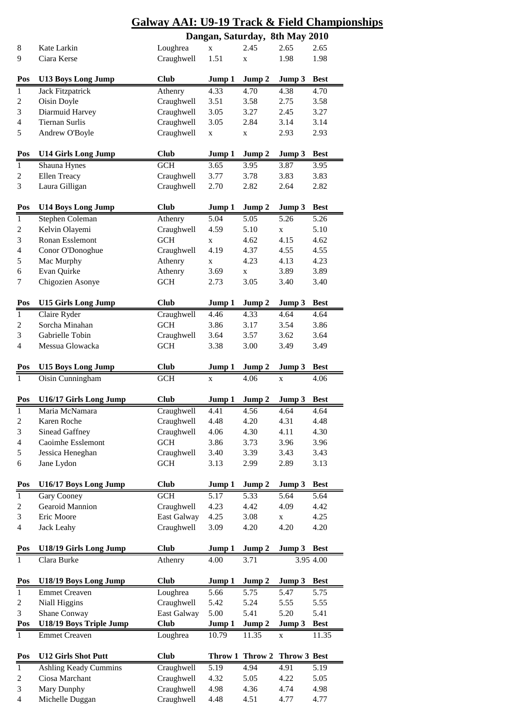# Galway AAI: U9-19 Track & Field Championships

## Dangan, Saturday, 8th May 2010

| | | | | | | |
|---|---|---|---|---|---|---|
| 8 | Kate Larkin | Loughrea | x | 2.45 | 2.65 | 2.65 |
| 9 | Ciara Kerse | Craughwell | 1.51 | x | 1.98 | 1.98 |

| Pos | U13 Boys Long Jump | Club | Jump 1 | Jump 2 | Jump 3 | Best |
|---|---|---|---|---|---|---|
| 1 | Jack Fitzpatrick | Athenry | 4.33 | 4.70 | 4.38 | 4.70 |
| 2 | Oisin Doyle | Craughwell | 3.51 | 3.58 | 2.75 | 3.58 |
| 3 | Diarmuid Harvey | Craughwell | 3.05 | 3.27 | 2.45 | 3.27 |
| 4 | Tiernan Surlis | Craughwell | 3.05 | 2.84 | 3.14 | 3.14 |
| 5 | Andrew O'Boyle | Craughwell | x | x | 2.93 | 2.93 |

| Pos | U14 Girls Long Jump | Club | Jump 1 | Jump 2 | Jump 3 | Best |
|---|---|---|---|---|---|---|
| 1 | Shauna Hynes | GCH | 3.65 | 3.95 | 3.87 | 3.95 |
| 2 | Ellen Treacy | Craughwell | 3.77 | 3.78 | 3.83 | 3.83 |
| 3 | Laura Gilligan | Craughwell | 2.70 | 2.82 | 2.64 | 2.82 |

| Pos | U14 Boys Long Jump | Club | Jump 1 | Jump 2 | Jump 3 | Best |
|---|---|---|---|---|---|---|
| 1 | Stephen Coleman | Athenry | 5.04 | 5.05 | 5.26 | 5.26 |
| 2 | Kelvin Olayemi | Craughwell | 4.59 | 5.10 | x | 5.10 |
| 3 | Ronan Esslemont | GCH | x | 4.62 | 4.15 | 4.62 |
| 4 | Conor O'Donoghue | Craughwell | 4.19 | 4.37 | 4.55 | 4.55 |
| 5 | Mac Murphy | Athenry | x | 4.23 | 4.13 | 4.23 |
| 6 | Evan Quirke | Athenry | 3.69 | x | 3.89 | 3.89 |
| 7 | Chigozien Asonye | GCH | 2.73 | 3.05 | 3.40 | 3.40 |

| Pos | U15 Girls Long Jump | Club | Jump 1 | Jump 2 | Jump 3 | Best |
|---|---|---|---|---|---|---|
| 1 | Claire Ryder | Craughwell | 4.46 | 4.33 | 4.64 | 4.64 |
| 2 | Sorcha Minahan | GCH | 3.86 | 3.17 | 3.54 | 3.86 |
| 3 | Gabrielle Tobin | Craughwell | 3.64 | 3.57 | 3.62 | 3.64 |
| 4 | Messua Glowacka | GCH | 3.38 | 3.00 | 3.49 | 3.49 |

| Pos | U15 Boys Long Jump | Club | Jump 1 | Jump 2 | Jump 3 | Best |
|---|---|---|---|---|---|---|
| 1 | Oisin Cunningham | GCH | x | 4.06 | x | 4.06 |

| Pos | U16/17 Girls Long Jump | Club | Jump 1 | Jump 2 | Jump 3 | Best |
|---|---|---|---|---|---|---|
| 1 | Maria McNamara | Craughwell | 4.41 | 4.56 | 4.64 | 4.64 |
| 2 | Karen Roche | Craughwell | 4.48 | 4.20 | 4.31 | 4.48 |
| 3 | Sinead Gaffney | Craughwell | 4.06 | 4.30 | 4.11 | 4.30 |
| 4 | Caoimhe Esslemont | GCH | 3.86 | 3.73 | 3.96 | 3.96 |
| 5 | Jessica Heneghan | Craughwell | 3.40 | 3.39 | 3.43 | 3.43 |
| 6 | Jane Lydon | GCH | 3.13 | 2.99 | 2.89 | 3.13 |

| Pos | U16/17 Boys Long Jump | Club | Jump 1 | Jump 2 | Jump 3 | Best |
|---|---|---|---|---|---|---|
| 1 | Gary Cooney | GCH | 5.17 | 5.33 | 5.64 | 5.64 |
| 2 | Gearoid Mannion | Craughwell | 4.23 | 4.42 | 4.09 | 4.42 |
| 3 | Eric Moore | East Galway | 4.25 | 3.08 | x | 4.25 |
| 4 | Jack Leahy | Craughwell | 3.09 | 4.20 | 4.20 | 4.20 |

| Pos | U18/19 Girls Long Jump | Club | Jump 1 | Jump 2 | Jump 3 | Best |
|---|---|---|---|---|---|---|
| 1 | Clara Burke | Athenry | 4.00 | 3.71 | 3.95 | 4.00 |

| Pos | U18/19 Boys Long Jump | Club | Jump 1 | Jump 2 | Jump 3 | Best |
|---|---|---|---|---|---|---|
| 1 | Emmet Creaven | Loughrea | 5.66 | 5.75 | 5.47 | 5.75 |
| 2 | Niall Higgins | Craughwell | 5.42 | 5.24 | 5.55 | 5.55 |
| 3 | Shane Conway | East Galway | 5.00 | 5.41 | 5.20 | 5.41 |

| Pos | U18/19 Boys Triple Jump | Club | Jump 1 | Jump 2 | Jump 3 | Best |
|---|---|---|---|---|---|---|
| 1 | Emmet Creaven | Loughrea | 10.79 | 11.35 | x | 11.35 |

| Pos | U12 Girls Shot Putt | Club | Throw 1 | Throw 2 | Throw 3 | Best |
|---|---|---|---|---|---|---|
| 1 | Ashling Keady Cummins | Craughwell | 5.19 | 4.94 | 4.91 | 5.19 |
| 2 | Ciosa Marchant | Craughwell | 4.32 | 5.05 | 4.22 | 5.05 |
| 3 | Mary Dunphy | Craughwell | 4.98 | 4.36 | 4.74 | 4.98 |
| 4 | Michelle Duggan | Craughwell | 4.48 | 4.51 | 4.77 | 4.77 |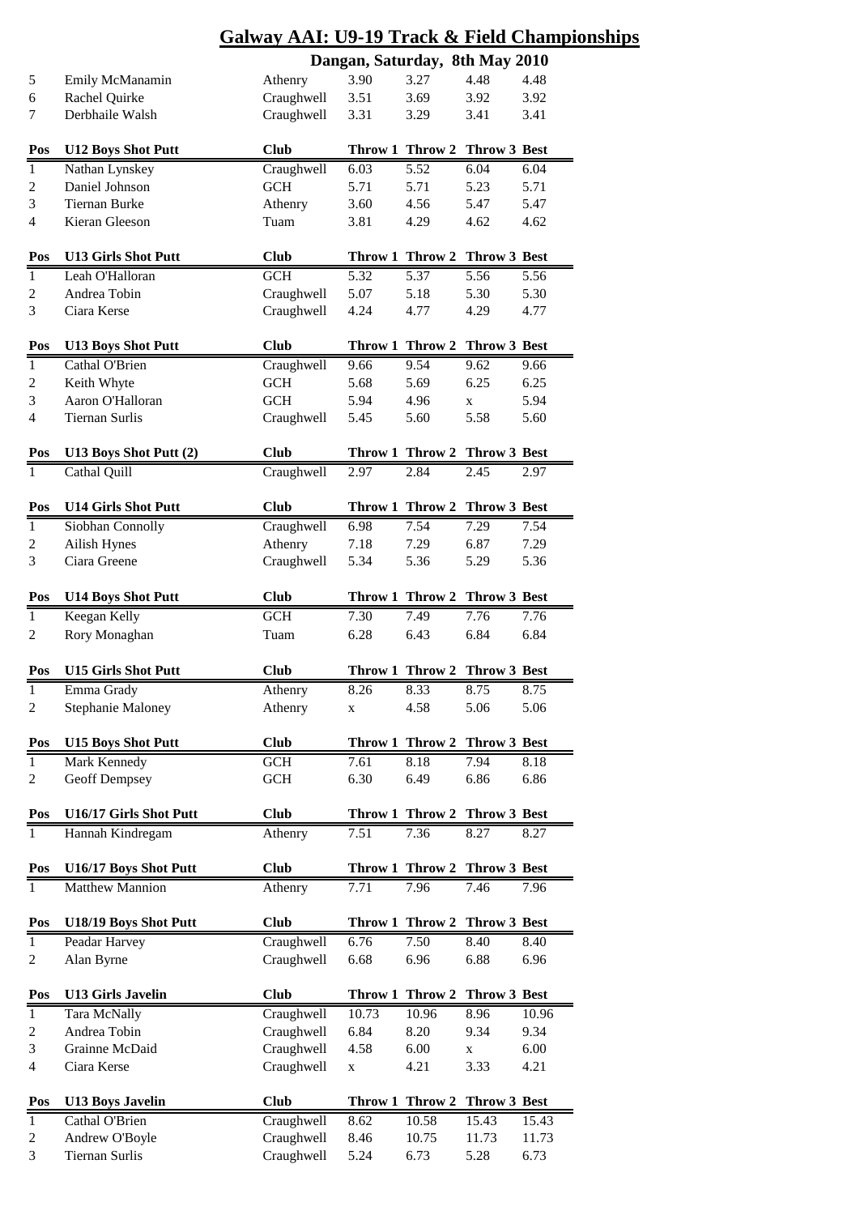## Galway AAI: U9-19 Track & Field Championships

### Dangan, Saturday, 8th May 2010

| | | | | | | |
|---|---|---|---|---|---|---|
| 5 | Emily McManamin | Athenry | 3.90 | 3.27 | 4.48 | 4.48 |
| 6 | Rachel Quirke | Craughwell | 3.51 | 3.69 | 3.92 | 3.92 |
| 7 | Derbhaile Walsh | Craughwell | 3.31 | 3.29 | 3.41 | 3.41 |

| Pos | U12 Boys Shot Putt | Club | Throw 1 | Throw 2 | Throw 3 | Best |
|---|---|---|---|---|---|---|
| 1 | Nathan Lynskey | Craughwell | 6.03 | 5.52 | 6.04 | 6.04 |
| 2 | Daniel Johnson | GCH | 5.71 | 5.71 | 5.23 | 5.71 |
| 3 | Tiernan Burke | Athenry | 3.60 | 4.56 | 5.47 | 5.47 |
| 4 | Kieran Gleeson | Tuam | 3.81 | 4.29 | 4.62 | 4.62 |

| Pos | U13 Girls Shot Putt | Club | Throw 1 | Throw 2 | Throw 3 | Best |
|---|---|---|---|---|---|---|
| 1 | Leah O'Halloran | GCH | 5.32 | 5.37 | 5.56 | 5.56 |
| 2 | Andrea Tobin | Craughwell | 5.07 | 5.18 | 5.30 | 5.30 |
| 3 | Ciara Kerse | Craughwell | 4.24 | 4.77 | 4.29 | 4.77 |

| Pos | U13 Boys Shot Putt | Club | Throw 1 | Throw 2 | Throw 3 | Best |
|---|---|---|---|---|---|---|
| 1 | Cathal O'Brien | Craughwell | 9.66 | 9.54 | 9.62 | 9.66 |
| 2 | Keith Whyte | GCH | 5.68 | 5.69 | 6.25 | 6.25 |
| 3 | Aaron O'Halloran | GCH | 5.94 | 4.96 | x | 5.94 |
| 4 | Tiernan Surlis | Craughwell | 5.45 | 5.60 | 5.58 | 5.60 |

| Pos | U13 Boys Shot Putt (2) | Club | Throw 1 | Throw 2 | Throw 3 | Best |
|---|---|---|---|---|---|---|
| 1 | Cathal Quill | Craughwell | 2.97 | 2.84 | 2.45 | 2.97 |

| Pos | U14 Girls Shot Putt | Club | Throw 1 | Throw 2 | Throw 3 | Best |
|---|---|---|---|---|---|---|
| 1 | Siobhan Connolly | Craughwell | 6.98 | 7.54 | 7.29 | 7.54 |
| 2 | Ailish Hynes | Athenry | 7.18 | 7.29 | 6.87 | 7.29 |
| 3 | Ciara Greene | Craughwell | 5.34 | 5.36 | 5.29 | 5.36 |

| Pos | U14 Boys Shot Putt | Club | Throw 1 | Throw 2 | Throw 3 | Best |
|---|---|---|---|---|---|---|
| 1 | Keegan Kelly | GCH | 7.30 | 7.49 | 7.76 | 7.76 |
| 2 | Rory Monaghan | Tuam | 6.28 | 6.43 | 6.84 | 6.84 |

| Pos | U15 Girls Shot Putt | Club | Throw 1 | Throw 2 | Throw 3 | Best |
|---|---|---|---|---|---|---|
| 1 | Emma Grady | Athenry | 8.26 | 8.33 | 8.75 | 8.75 |
| 2 | Stephanie Maloney | Athenry | x | 4.58 | 5.06 | 5.06 |

| Pos | U15 Boys Shot Putt | Club | Throw 1 | Throw 2 | Throw 3 | Best |
|---|---|---|---|---|---|---|
| 1 | Mark Kennedy | GCH | 7.61 | 8.18 | 7.94 | 8.18 |
| 2 | Geoff Dempsey | GCH | 6.30 | 6.49 | 6.86 | 6.86 |

| Pos | U16/17 Girls Shot Putt | Club | Throw 1 | Throw 2 | Throw 3 | Best |
|---|---|---|---|---|---|---|
| 1 | Hannah Kindregam | Athenry | 7.51 | 7.36 | 8.27 | 8.27 |

| Pos | U16/17 Boys Shot Putt | Club | Throw 1 | Throw 2 | Throw 3 | Best |
|---|---|---|---|---|---|---|
| 1 | Matthew Mannion | Athenry | 7.71 | 7.96 | 7.46 | 7.96 |

| Pos | U18/19 Boys Shot Putt | Club | Throw 1 | Throw 2 | Throw 3 | Best |
|---|---|---|---|---|---|---|
| 1 | Peadar Harvey | Craughwell | 6.76 | 7.50 | 8.40 | 8.40 |
| 2 | Alan Byrne | Craughwell | 6.68 | 6.96 | 6.88 | 6.96 |

| Pos | U13 Girls Javelin | Club | Throw 1 | Throw 2 | Throw 3 | Best |
|---|---|---|---|---|---|---|
| 1 | Tara McNally | Craughwell | 10.73 | 10.96 | 8.96 | 10.96 |
| 2 | Andrea Tobin | Craughwell | 6.84 | 8.20 | 9.34 | 9.34 |
| 3 | Grainne McDaid | Craughwell | 4.58 | 6.00 | x | 6.00 |
| 4 | Ciara Kerse | Craughwell | x | 4.21 | 3.33 | 4.21 |

| Pos | U13 Boys Javelin | Club | Throw 1 | Throw 2 | Throw 3 | Best |
|---|---|---|---|---|---|---|
| 1 | Cathal O'Brien | Craughwell | 8.62 | 10.58 | 15.43 | 15.43 |
| 2 | Andrew O'Boyle | Craughwell | 8.46 | 10.75 | 11.73 | 11.73 |
| 3 | Tiernan Surlis | Craughwell | 5.24 | 6.73 | 5.28 | 6.73 |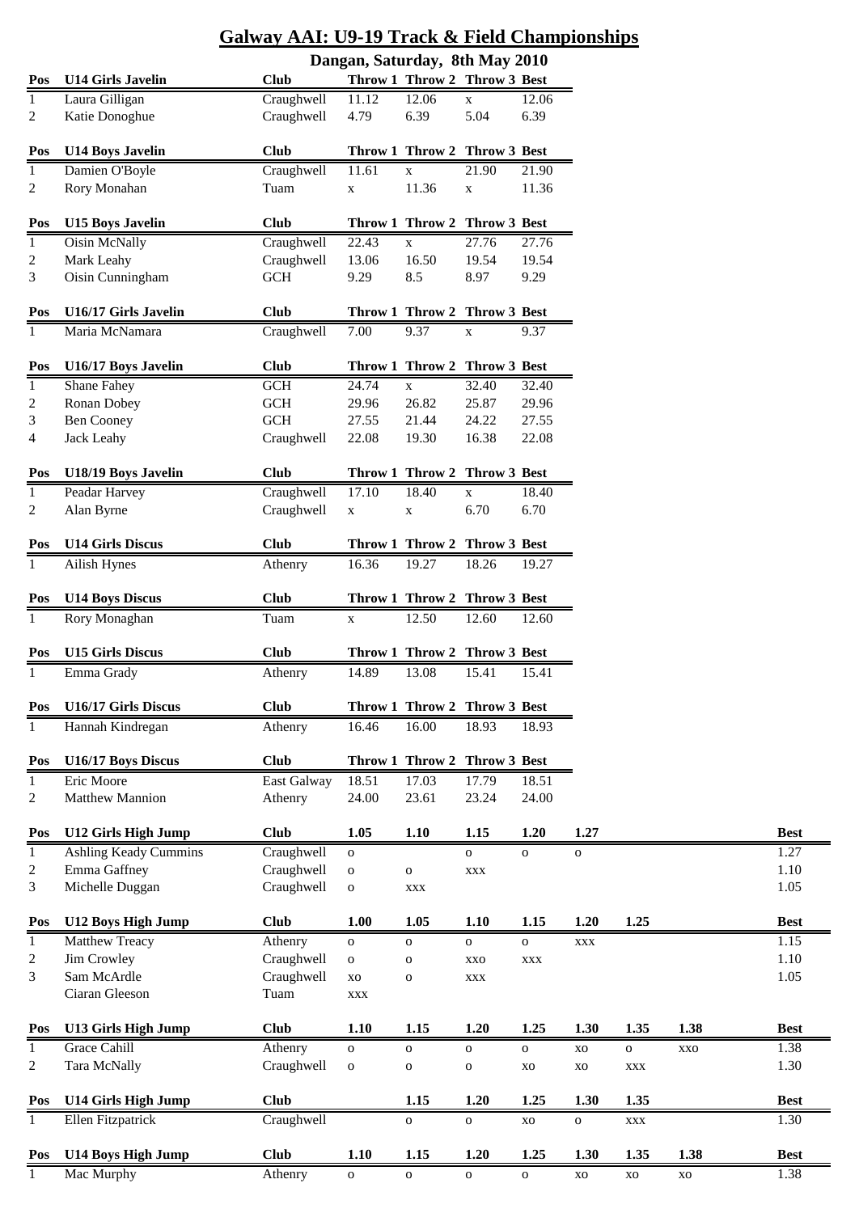# Galway AAI: U9-19 Track & Field Championships

## Dangan, Saturday, 8th May 2010

| Pos | U14 Girls Javelin | Club | Throw 1 | Throw 2 | Throw 3 | Best |
|---|---|---|---|---|---|---|
| 1 | Laura Gilligan | Craughwell | 11.12 | 12.06 | x | 12.06 |
| 2 | Katie Donoghue | Craughwell | 4.79 | 6.39 | 5.04 | 6.39 |

| Pos | U14 Boys Javelin | Club | Throw 1 | Throw 2 | Throw 3 | Best |
|---|---|---|---|---|---|---|
| 1 | Damien O'Boyle | Craughwell | 11.61 | x | 21.90 | 21.90 |
| 2 | Rory Monahan | Tuam | x | 11.36 | x | 11.36 |

| Pos | U15 Boys Javelin | Club | Throw 1 | Throw 2 | Throw 3 | Best |
|---|---|---|---|---|---|---|
| 1 | Oisin McNally | Craughwell | 22.43 | x | 27.76 | 27.76 |
| 2 | Mark Leahy | Craughwell | 13.06 | 16.50 | 19.54 | 19.54 |
| 3 | Oisin Cunningham | GCH | 9.29 | 8.5 | 8.97 | 9.29 |

| Pos | U16/17 Girls Javelin | Club | Throw 1 | Throw 2 | Throw 3 | Best |
|---|---|---|---|---|---|---|
| 1 | Maria McNamara | Craughwell | 7.00 | 9.37 | x | 9.37 |

| Pos | U16/17 Boys Javelin | Club | Throw 1 | Throw 2 | Throw 3 | Best |
|---|---|---|---|---|---|---|
| 1 | Shane Fahey | GCH | 24.74 | x | 32.40 | 32.40 |
| 2 | Ronan Dobey | GCH | 29.96 | 26.82 | 25.87 | 29.96 |
| 3 | Ben Cooney | GCH | 27.55 | 21.44 | 24.22 | 27.55 |
| 4 | Jack Leahy | Craughwell | 22.08 | 19.30 | 16.38 | 22.08 |

| Pos | U18/19 Boys Javelin | Club | Throw 1 | Throw 2 | Throw 3 | Best |
|---|---|---|---|---|---|---|
| 1 | Peadar Harvey | Craughwell | 17.10 | 18.40 | x | 18.40 |
| 2 | Alan Byrne | Craughwell | x | x | 6.70 | 6.70 |

| Pos | U14 Girls Discus | Club | Throw 1 | Throw 2 | Throw 3 | Best |
|---|---|---|---|---|---|---|
| 1 | Ailish Hynes | Athenry | 16.36 | 19.27 | 18.26 | 19.27 |

| Pos | U14 Boys Discus | Club | Throw 1 | Throw 2 | Throw 3 | Best |
|---|---|---|---|---|---|---|
| 1 | Rory Monaghan | Tuam | x | 12.50 | 12.60 | 12.60 |

| Pos | U15 Girls Discus | Club | Throw 1 | Throw 2 | Throw 3 | Best |
|---|---|---|---|---|---|---|
| 1 | Emma Grady | Athenry | 14.89 | 13.08 | 15.41 | 15.41 |

| Pos | U16/17 Girls Discus | Club | Throw 1 | Throw 2 | Throw 3 | Best |
|---|---|---|---|---|---|---|
| 1 | Hannah Kindregan | Athenry | 16.46 | 16.00 | 18.93 | 18.93 |

| Pos | U16/17 Boys Discus | Club | Throw 1 | Throw 2 | Throw 3 | Best |
|---|---|---|---|---|---|---|
| 1 | Eric Moore | East Galway | 18.51 | 17.03 | 17.79 | 18.51 |
| 2 | Matthew Mannion | Athenry | 24.00 | 23.61 | 23.24 | 24.00 |

| Pos | U12 Girls High Jump | Club | 1.05 | 1.10 | 1.15 | 1.20 | 1.27 | Best |
|---|---|---|---|---|---|---|---|---|
| 1 | Ashling Keady Cummins | Craughwell | o | | o | o | o | 1.27 |
| 2 | Emma Gaffney | Craughwell | o | o | xxx | | | 1.10 |
| 3 | Michelle Duggan | Craughwell | o | xxx | | | | 1.05 |

| Pos | U12 Boys High Jump | Club | 1.00 | 1.05 | 1.10 | 1.15 | 1.20 | 1.25 | Best |
|---|---|---|---|---|---|---|---|---|---|
| 1 | Matthew Treacy | Athenry | o | o | o | o | xxx | | 1.15 |
| 2 | Jim Crowley | Craughwell | o | o | xxo | xxx | | | 1.10 |
| 3 | Sam McArdle | Craughwell | xo | o | xxx | | | | 1.05 |
| | Ciaran Gleeson | Tuam | xxx | | | | | | |

| Pos | U13 Girls High Jump | Club | 1.10 | 1.15 | 1.20 | 1.25 | 1.30 | 1.35 | 1.38 | Best |
|---|---|---|---|---|---|---|---|---|---|---|
| 1 | Grace Cahill | Athenry | o | o | o | o | xo | o | xxo | 1.38 |
| 2 | Tara McNally | Craughwell | o | o | o | xo | xo | xxx | | 1.30 |

| Pos | U14 Girls High Jump | Club | 1.15 | 1.20 | 1.25 | 1.30 | 1.35 | Best |
|---|---|---|---|---|---|---|---|---|
| 1 | Ellen Fitzpatrick | Craughwell | o | o | xo | o | xxx | 1.30 |

| Pos | U14 Boys High Jump | Club | 1.10 | 1.15 | 1.20 | 1.25 | 1.30 | 1.35 | 1.38 | Best |
|---|---|---|---|---|---|---|---|---|---|---|
| 1 | Mac Murphy | Athenry | o | o | o | o | xo | xo | xo | 1.38 |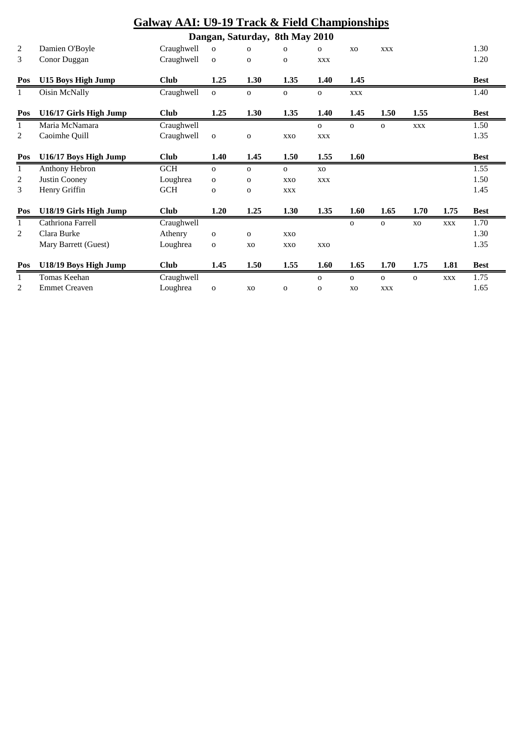## Galway AAI: U9-19 Track & Field Championships

**Dangan, Saturday, 8th May 2010**

| | | | | | | | | | | | |
|---|---|---|---|---|---|---|---|---|---|---|---|
| 2 | Damien O'Boyle | Craughwell | o | o | o | o | xo | xxx | | | 1.30 |
| 3 | Conor Duggan | Craughwell | o | o | o | xxx | | | | | 1.20 |

| Pos | U15 Boys High Jump | Club | 1.25 | 1.30 | 1.35 | 1.40 | 1.45 | Best |
|---|---|---|---|---|---|---|---|---|
| 1 | Oisin McNally | Craughwell | o | o | o | o | xxx | 1.40 |

| Pos | U16/17 Girls High Jump | Club | 1.25 | 1.30 | 1.35 | 1.40 | 1.45 | 1.50 | 1.55 | Best |
|---|---|---|---|---|---|---|---|---|---|---|
| 1 | Maria McNamara | Craughwell | | | | o | o | o | xxx | 1.50 |
| 2 | Caoimhe Quill | Craughwell | o | o | xxo | xxx | | | | 1.35 |

| Pos | U16/17 Boys High Jump | Club | 1.40 | 1.45 | 1.50 | 1.55 | 1.60 | Best |
|---|---|---|---|---|---|---|---|---|
| 1 | Anthony Hebron | GCH | o | o | o | xo | | 1.55 |
| 2 | Justin Cooney | Loughrea | o | o | xxo | xxx | | 1.50 |
| 3 | Henry Griffin | GCH | o | o | xxx | | | 1.45 |

| Pos | U18/19 Girls High Jump | Club | 1.20 | 1.25 | 1.30 | 1.35 | 1.60 | 1.65 | 1.70 | 1.75 | Best |
|---|---|---|---|---|---|---|---|---|---|---|---|
| 1 | Cathriona Farrell | Craughwell | | | | | o | o | xo | xxx | 1.70 |
| 2 | Clara Burke | Athenry | o | o | xxo | | | | | | 1.30 |
| | Mary Barrett (Guest) | Loughrea | o | xo | xxo | xxo | | | | | 1.35 |

| Pos | U18/19 Boys High Jump | Club | 1.45 | 1.50 | 1.55 | 1.60 | 1.65 | 1.70 | 1.75 | 1.81 | Best |
|---|---|---|---|---|---|---|---|---|---|---|---|
| 1 | Tomas Keehan | Craughwell | | | | o | o | o | o | xxx | 1.75 |
| 2 | Emmet Creaven | Loughrea | o | xo | o | o | xo | xxx | | | 1.65 |